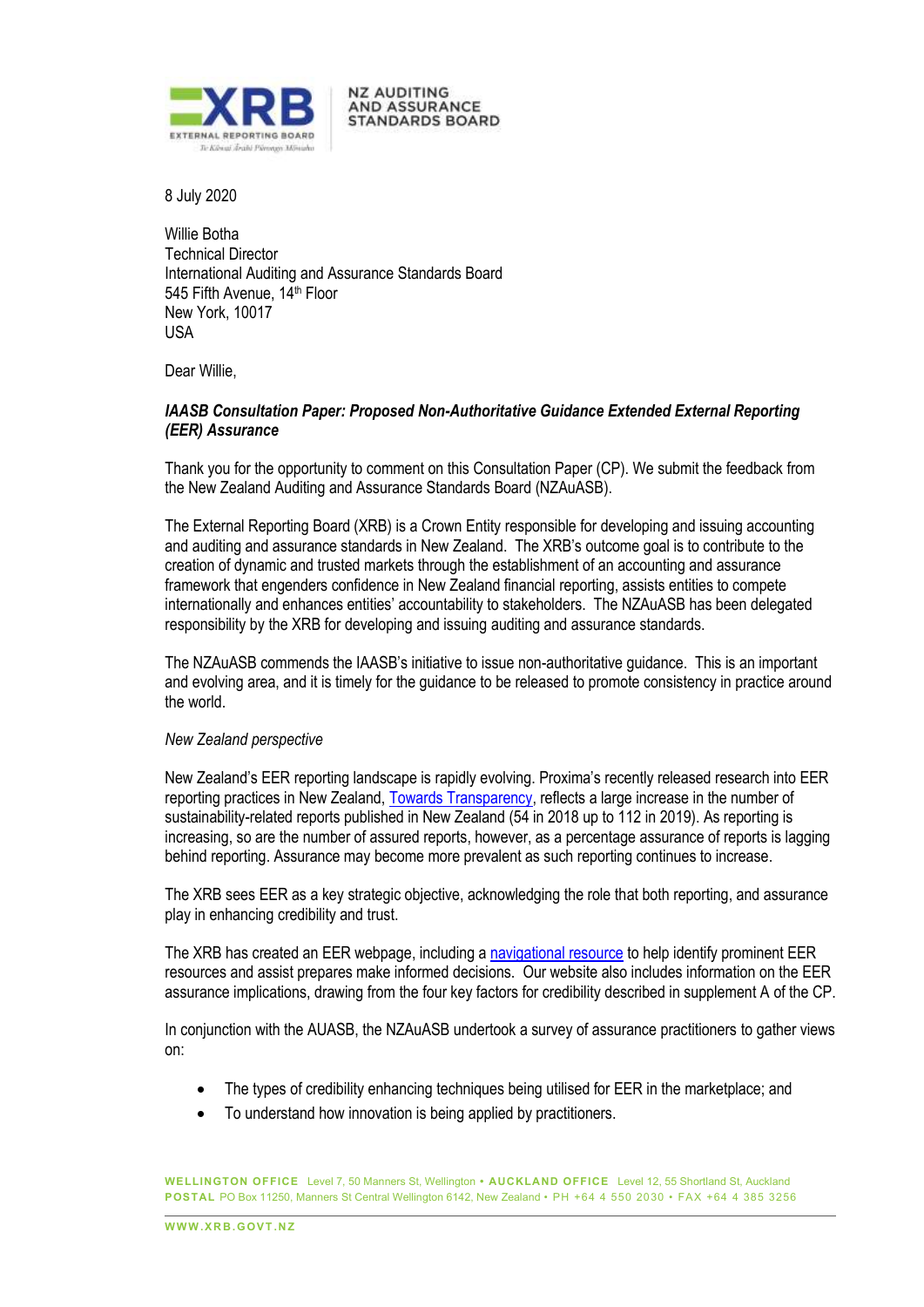8 July 2020

Willie Botha
Technical Director
International Auditing and Assurance Standards Board
545 Fifth Avenue, 14th Floor
New York, 10017
USA

Dear Willie,

***IAASB Consultation Paper: Proposed Non-Authoritative Guidance Extended External Reporting (EER) Assurance***

Thank you for the opportunity to comment on this Consultation Paper (CP). We submit the feedback from the New Zealand Auditing and Assurance Standards Board (NZAuASB).

The External Reporting Board (XRB) is a Crown Entity responsible for developing and issuing accounting and auditing and assurance standards in New Zealand. The XRB's outcome goal is to contribute to the creation of dynamic and trusted markets through the establishment of an accounting and assurance framework that engenders confidence in New Zealand financial reporting, assists entities to compete internationally and enhances entities' accountability to stakeholders. The NZAuASB has been delegated responsibility by the XRB for developing and issuing auditing and assurance standards.

The NZAuASB commends the IAASB's initiative to issue non-authoritative guidance. This is an important and evolving area, and it is timely for the guidance to be released to promote consistency in practice around the world.

*New Zealand perspective*

New Zealand's EER reporting landscape is rapidly evolving. Proxima's recently released research into EER reporting practices in New Zealand, Towards Transparency, reflects a large increase in the number of sustainability-related reports published in New Zealand (54 in 2018 up to 112 in 2019). As reporting is increasing, so are the number of assured reports, however, as a percentage assurance of reports is lagging behind reporting. Assurance may become more prevalent as such reporting continues to increase.

The XRB sees EER as a key strategic objective, acknowledging the role that both reporting, and assurance play in enhancing credibility and trust.

The XRB has created an EER webpage, including a navigational resource to help identify prominent EER resources and assist prepares make informed decisions. Our website also includes information on the EER assurance implications, drawing from the four key factors for credibility described in supplement A of the CP.

In conjunction with the AUASB, the NZAuASB undertook a survey of assurance practitioners to gather views on:

- The types of credibility enhancing techniques being utilised for EER in the marketplace; and
- To understand how innovation is being applied by practitioners.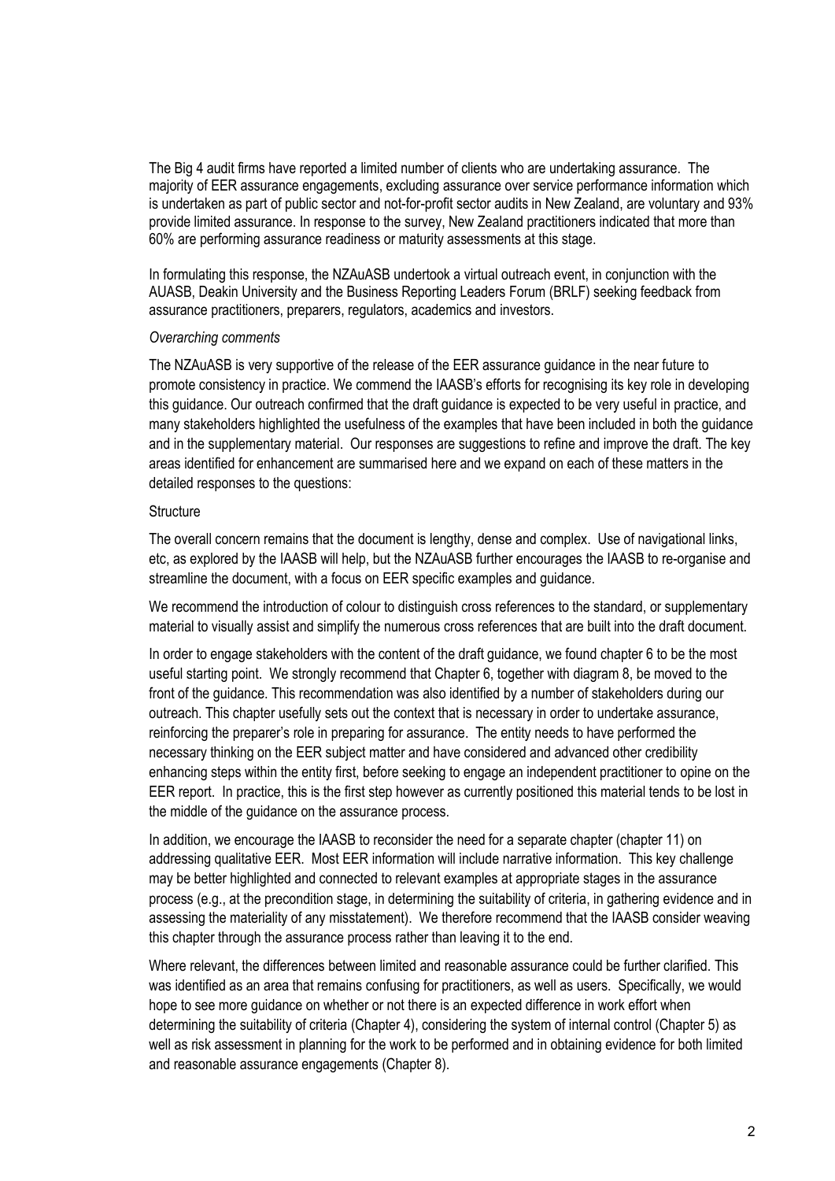The Big 4 audit firms have reported a limited number of clients who are undertaking assurance. The majority of EER assurance engagements, excluding assurance over service performance information which is undertaken as part of public sector and not-for-profit sector audits in New Zealand, are voluntary and 93% provide limited assurance. In response to the survey, New Zealand practitioners indicated that more than 60% are performing assurance readiness or maturity assessments at this stage.

In formulating this response, the NZAuASB undertook a virtual outreach event, in conjunction with the AUASB, Deakin University and the Business Reporting Leaders Forum (BRLF) seeking feedback from assurance practitioners, preparers, regulators, academics and investors.

*Overarching comments*

The NZAuASB is very supportive of the release of the EER assurance guidance in the near future to promote consistency in practice. We commend the IAASB's efforts for recognising its key role in developing this guidance. Our outreach confirmed that the draft guidance is expected to be very useful in practice, and many stakeholders highlighted the usefulness of the examples that have been included in both the guidance and in the supplementary material. Our responses are suggestions to refine and improve the draft. The key areas identified for enhancement are summarised here and we expand on each of these matters in the detailed responses to the questions:

Structure

The overall concern remains that the document is lengthy, dense and complex. Use of navigational links, etc, as explored by the IAASB will help, but the NZAuASB further encourages the IAASB to re-organise and streamline the document, with a focus on EER specific examples and guidance.

We recommend the introduction of colour to distinguish cross references to the standard, or supplementary material to visually assist and simplify the numerous cross references that are built into the draft document.

In order to engage stakeholders with the content of the draft guidance, we found chapter 6 to be the most useful starting point. We strongly recommend that Chapter 6, together with diagram 8, be moved to the front of the guidance. This recommendation was also identified by a number of stakeholders during our outreach. This chapter usefully sets out the context that is necessary in order to undertake assurance, reinforcing the preparer's role in preparing for assurance. The entity needs to have performed the necessary thinking on the EER subject matter and have considered and advanced other credibility enhancing steps within the entity first, before seeking to engage an independent practitioner to opine on the EER report. In practice, this is the first step however as currently positioned this material tends to be lost in the middle of the guidance on the assurance process.

In addition, we encourage the IAASB to reconsider the need for a separate chapter (chapter 11) on addressing qualitative EER. Most EER information will include narrative information. This key challenge may be better highlighted and connected to relevant examples at appropriate stages in the assurance process (e.g., at the precondition stage, in determining the suitability of criteria, in gathering evidence and in assessing the materiality of any misstatement). We therefore recommend that the IAASB consider weaving this chapter through the assurance process rather than leaving it to the end.

Where relevant, the differences between limited and reasonable assurance could be further clarified. This was identified as an area that remains confusing for practitioners, as well as users. Specifically, we would hope to see more guidance on whether or not there is an expected difference in work effort when determining the suitability of criteria (Chapter 4), considering the system of internal control (Chapter 5) as well as risk assessment in planning for the work to be performed and in obtaining evidence for both limited and reasonable assurance engagements (Chapter 8).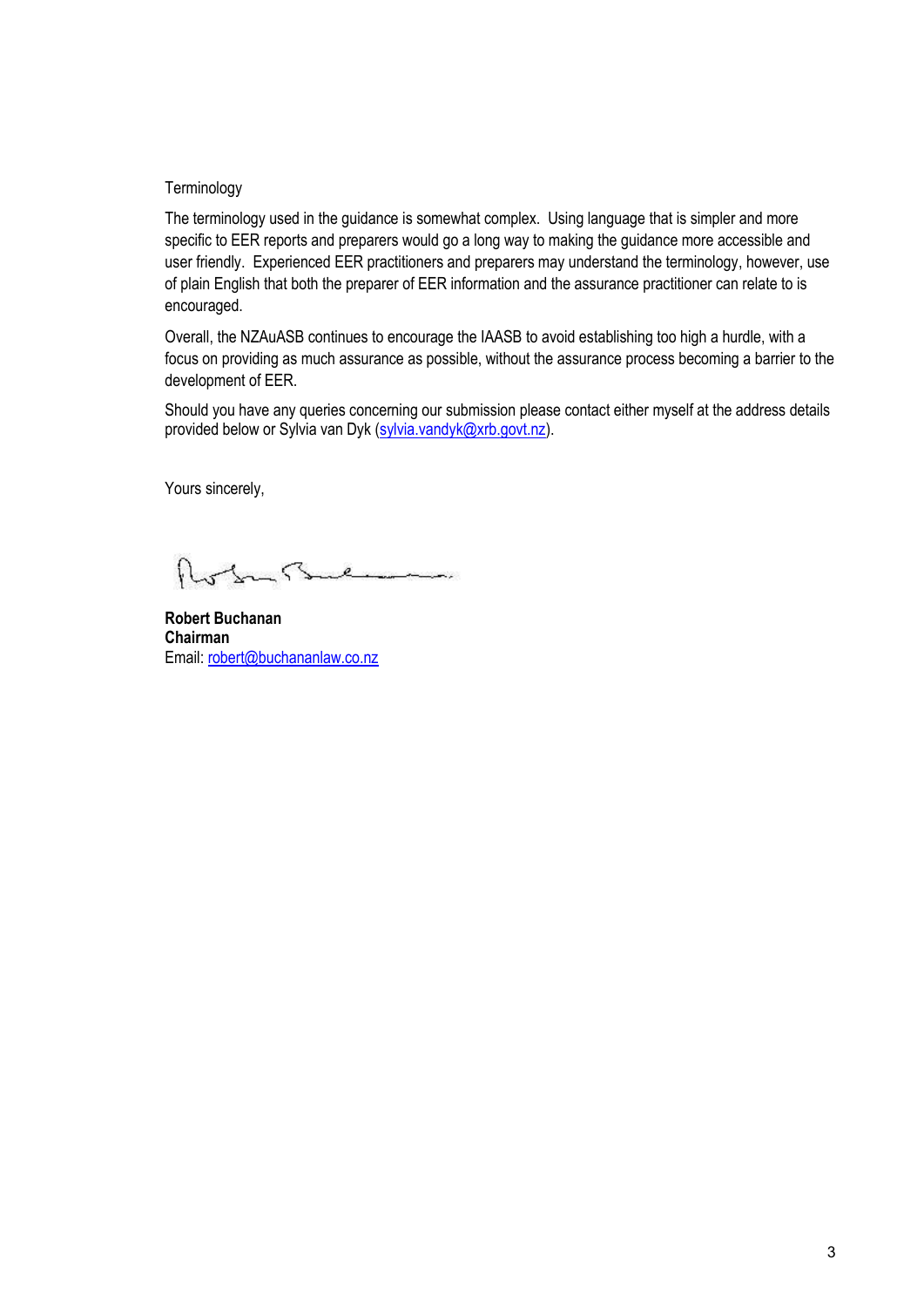Terminology

The terminology used in the guidance is somewhat complex. Using language that is simpler and more specific to EER reports and preparers would go a long way to making the guidance more accessible and user friendly. Experienced EER practitioners and preparers may understand the terminology, however, use of plain English that both the preparer of EER information and the assurance practitioner can relate to is encouraged.

Overall, the NZAuASB continues to encourage the IAASB to avoid establishing too high a hurdle, with a focus on providing as much assurance as possible, without the assurance process becoming a barrier to the development of EER.

Should you have any queries concerning our submission please contact either myself at the address details provided below or Sylvia van Dyk (sylvia.vandyk@xrb.govt.nz).

Yours sincerely,

**Robert Buchanan**
**Chairman**
Email: robert@buchananlaw.co.nz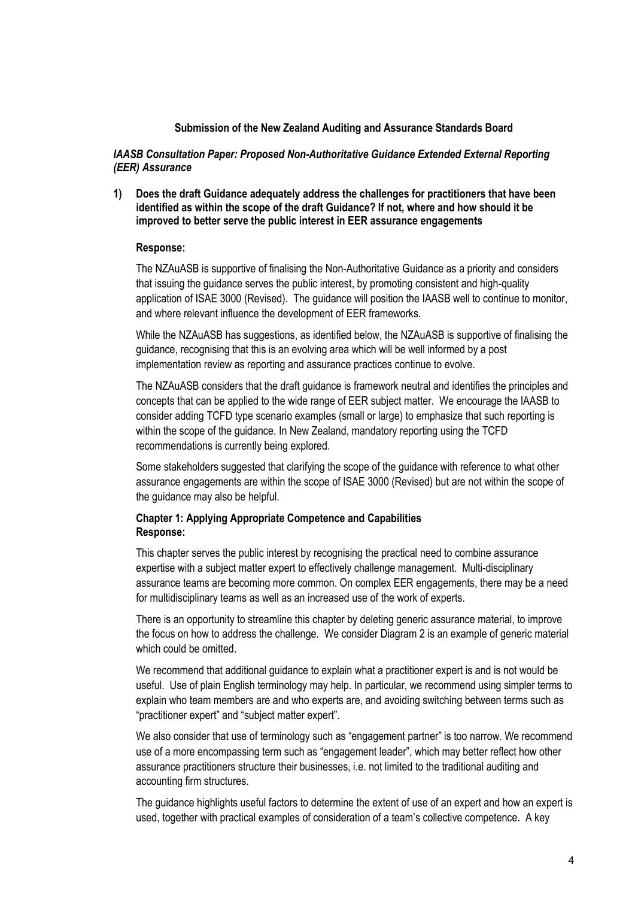**Submission of the New Zealand Auditing and Assurance Standards Board**

***IAASB Consultation Paper: Proposed Non-Authoritative Guidance Extended External Reporting (EER) Assurance***

**1) Does the draft Guidance adequately address the challenges for practitioners that have been identified as within the scope of the draft Guidance? If not, where and how should it be improved to better serve the public interest in EER assurance engagements**

**Response:**

The NZAuASB is supportive of finalising the Non-Authoritative Guidance as a priority and considers that issuing the guidance serves the public interest, by promoting consistent and high-quality application of ISAE 3000 (Revised). The guidance will position the IAASB well to continue to monitor, and where relevant influence the development of EER frameworks.

While the NZAuASB has suggestions, as identified below, the NZAuASB is supportive of finalising the guidance, recognising that this is an evolving area which will be well informed by a post implementation review as reporting and assurance practices continue to evolve.

The NZAuASB considers that the draft guidance is framework neutral and identifies the principles and concepts that can be applied to the wide range of EER subject matter. We encourage the IAASB to consider adding TCFD type scenario examples (small or large) to emphasize that such reporting is within the scope of the guidance. In New Zealand, mandatory reporting using the TCFD recommendations is currently being explored.

Some stakeholders suggested that clarifying the scope of the guidance with reference to what other assurance engagements are within the scope of ISAE 3000 (Revised) but are not within the scope of the guidance may also be helpful.

**Chapter 1: Applying Appropriate Competence and Capabilities**
**Response:**

This chapter serves the public interest by recognising the practical need to combine assurance expertise with a subject matter expert to effectively challenge management. Multi-disciplinary assurance teams are becoming more common. On complex EER engagements, there may be a need for multidisciplinary teams as well as an increased use of the work of experts.

There is an opportunity to streamline this chapter by deleting generic assurance material, to improve the focus on how to address the challenge. We consider Diagram 2 is an example of generic material which could be omitted.

We recommend that additional guidance to explain what a practitioner expert is and is not would be useful. Use of plain English terminology may help. In particular, we recommend using simpler terms to explain who team members are and who experts are, and avoiding switching between terms such as "practitioner expert" and "subject matter expert".

We also consider that use of terminology such as "engagement partner" is too narrow. We recommend use of a more encompassing term such as "engagement leader", which may better reflect how other assurance practitioners structure their businesses, i.e. not limited to the traditional auditing and accounting firm structures.

The guidance highlights useful factors to determine the extent of use of an expert and how an expert is used, together with practical examples of consideration of a team's collective competence. A key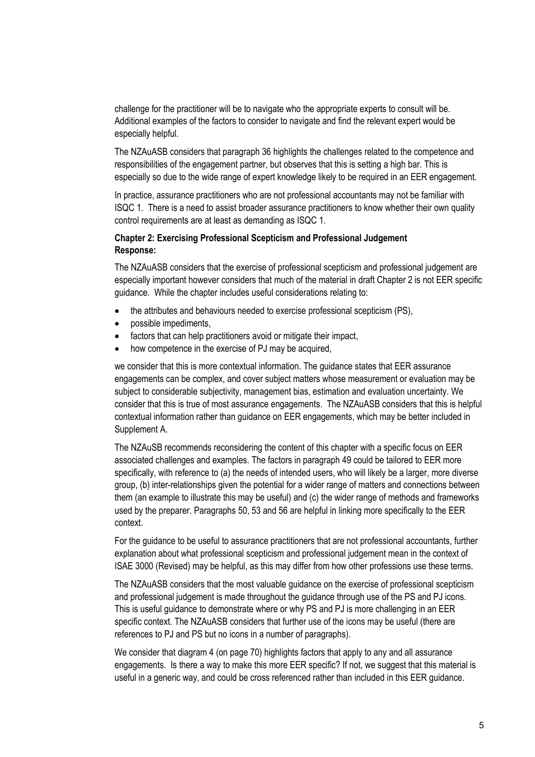challenge for the practitioner will be to navigate who the appropriate experts to consult will be. Additional examples of the factors to consider to navigate and find the relevant expert would be especially helpful.

The NZAuASB considers that paragraph 36 highlights the challenges related to the competence and responsibilities of the engagement partner, but observes that this is setting a high bar. This is especially so due to the wide range of expert knowledge likely to be required in an EER engagement.

In practice, assurance practitioners who are not professional accountants may not be familiar with ISQC 1. There is a need to assist broader assurance practitioners to know whether their own quality control requirements are at least as demanding as ISQC 1.

**Chapter 2: Exercising Professional Scepticism and Professional Judgement**
**Response:**

The NZAuASB considers that the exercise of professional scepticism and professional judgement are especially important however considers that much of the material in draft Chapter 2 is not EER specific guidance. While the chapter includes useful considerations relating to:

- the attributes and behaviours needed to exercise professional scepticism (PS),
- possible impediments,
- factors that can help practitioners avoid or mitigate their impact,
- how competence in the exercise of PJ may be acquired,

we consider that this is more contextual information. The guidance states that EER assurance engagements can be complex, and cover subject matters whose measurement or evaluation may be subject to considerable subjectivity, management bias, estimation and evaluation uncertainty. We consider that this is true of most assurance engagements. The NZAuASB considers that this is helpful contextual information rather than guidance on EER engagements, which may be better included in Supplement A.

The NZAuSB recommends reconsidering the content of this chapter with a specific focus on EER associated challenges and examples. The factors in paragraph 49 could be tailored to EER more specifically, with reference to (a) the needs of intended users, who will likely be a larger, more diverse group, (b) inter-relationships given the potential for a wider range of matters and connections between them (an example to illustrate this may be useful) and (c) the wider range of methods and frameworks used by the preparer. Paragraphs 50, 53 and 56 are helpful in linking more specifically to the EER context.

For the guidance to be useful to assurance practitioners that are not professional accountants, further explanation about what professional scepticism and professional judgement mean in the context of ISAE 3000 (Revised) may be helpful, as this may differ from how other professions use these terms.

The NZAuASB considers that the most valuable guidance on the exercise of professional scepticism and professional judgement is made throughout the guidance through use of the PS and PJ icons. This is useful guidance to demonstrate where or why PS and PJ is more challenging in an EER specific context. The NZAuASB considers that further use of the icons may be useful (there are references to PJ and PS but no icons in a number of paragraphs).

We consider that diagram 4 (on page 70) highlights factors that apply to any and all assurance engagements. Is there a way to make this more EER specific? If not, we suggest that this material is useful in a generic way, and could be cross referenced rather than included in this EER guidance.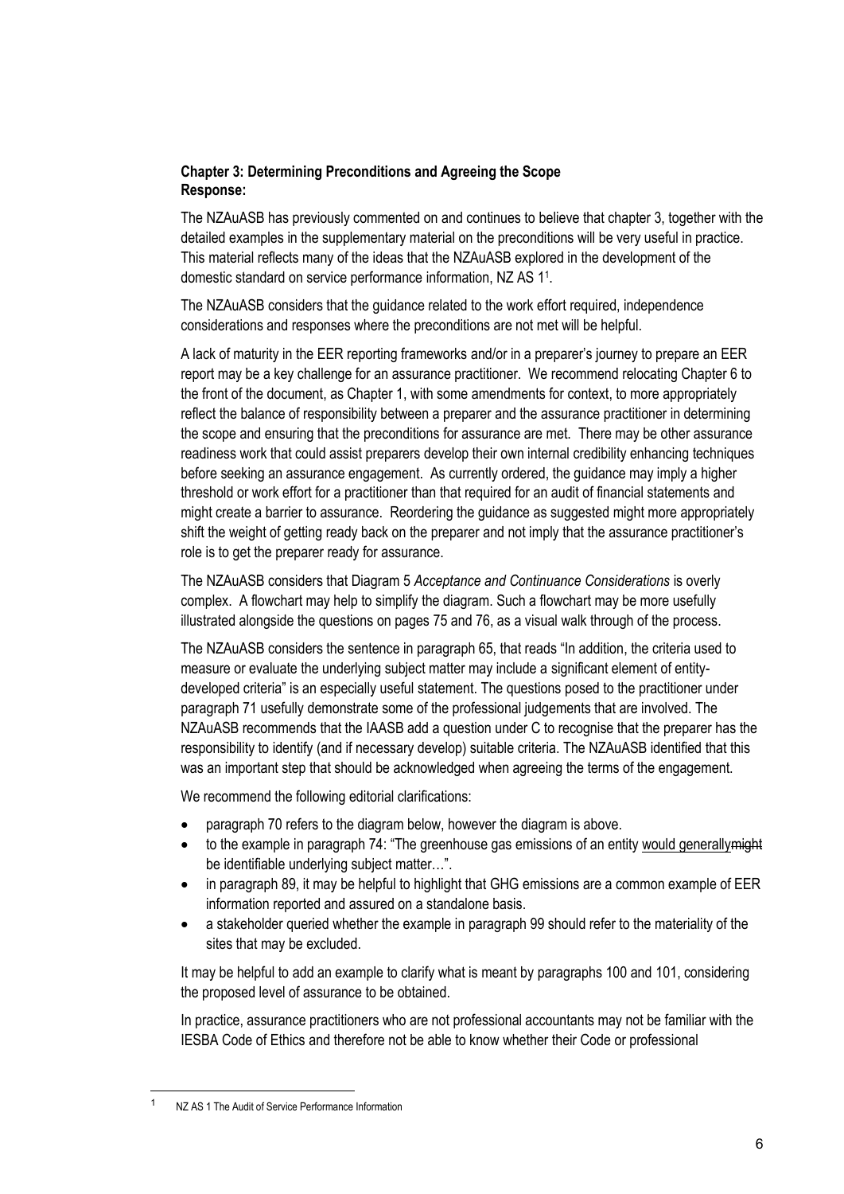**Chapter 3: Determining Preconditions and Agreeing the Scope**
**Response:**

The NZAuASB has previously commented on and continues to believe that chapter 3, together with the detailed examples in the supplementary material on the preconditions will be very useful in practice. This material reflects many of the ideas that the NZAuASB explored in the development of the domestic standard on service performance information, NZ AS 1[1].

The NZAuASB considers that the guidance related to the work effort required, independence considerations and responses where the preconditions are not met will be helpful.

A lack of maturity in the EER reporting frameworks and/or in a preparer's journey to prepare an EER report may be a key challenge for an assurance practitioner. We recommend relocating Chapter 6 to the front of the document, as Chapter 1, with some amendments for context, to more appropriately reflect the balance of responsibility between a preparer and the assurance practitioner in determining the scope and ensuring that the preconditions for assurance are met. There may be other assurance readiness work that could assist preparers develop their own internal credibility enhancing techniques before seeking an assurance engagement. As currently ordered, the guidance may imply a higher threshold or work effort for a practitioner than that required for an audit of financial statements and might create a barrier to assurance. Reordering the guidance as suggested might more appropriately shift the weight of getting ready back on the preparer and not imply that the assurance practitioner's role is to get the preparer ready for assurance.

The NZAuASB considers that Diagram 5 *Acceptance and Continuance Considerations* is overly complex. A flowchart may help to simplify the diagram. Such a flowchart may be more usefully illustrated alongside the questions on pages 75 and 76, as a visual walk through of the process.

The NZAuASB considers the sentence in paragraph 65, that reads "In addition, the criteria used to measure or evaluate the underlying subject matter may include a significant element of entity-developed criteria" is an especially useful statement. The questions posed to the practitioner under paragraph 71 usefully demonstrate some of the professional judgements that are involved. The NZAuASB recommends that the IAASB add a question under C to recognise that the preparer has the responsibility to identify (and if necessary develop) suitable criteria. The NZAuASB identified that this was an important step that should be acknowledged when agreeing the terms of the engagement.

We recommend the following editorial clarifications:

- paragraph 70 refers to the diagram below, however the diagram is above.
- to the example in paragraph 74: "The greenhouse gas emissions of an entity <u>would generally</u>~~might~~ be identifiable underlying subject matter…".
- in paragraph 89, it may be helpful to highlight that GHG emissions are a common example of EER information reported and assured on a standalone basis.
- a stakeholder queried whether the example in paragraph 99 should refer to the materiality of the sites that may be excluded.

It may be helpful to add an example to clarify what is meant by paragraphs 100 and 101, considering the proposed level of assurance to be obtained.

In practice, assurance practitioners who are not professional accountants may not be familiar with the IESBA Code of Ethics and therefore not be able to know whether their Code or professional

[1] NZ AS 1 The Audit of Service Performance Information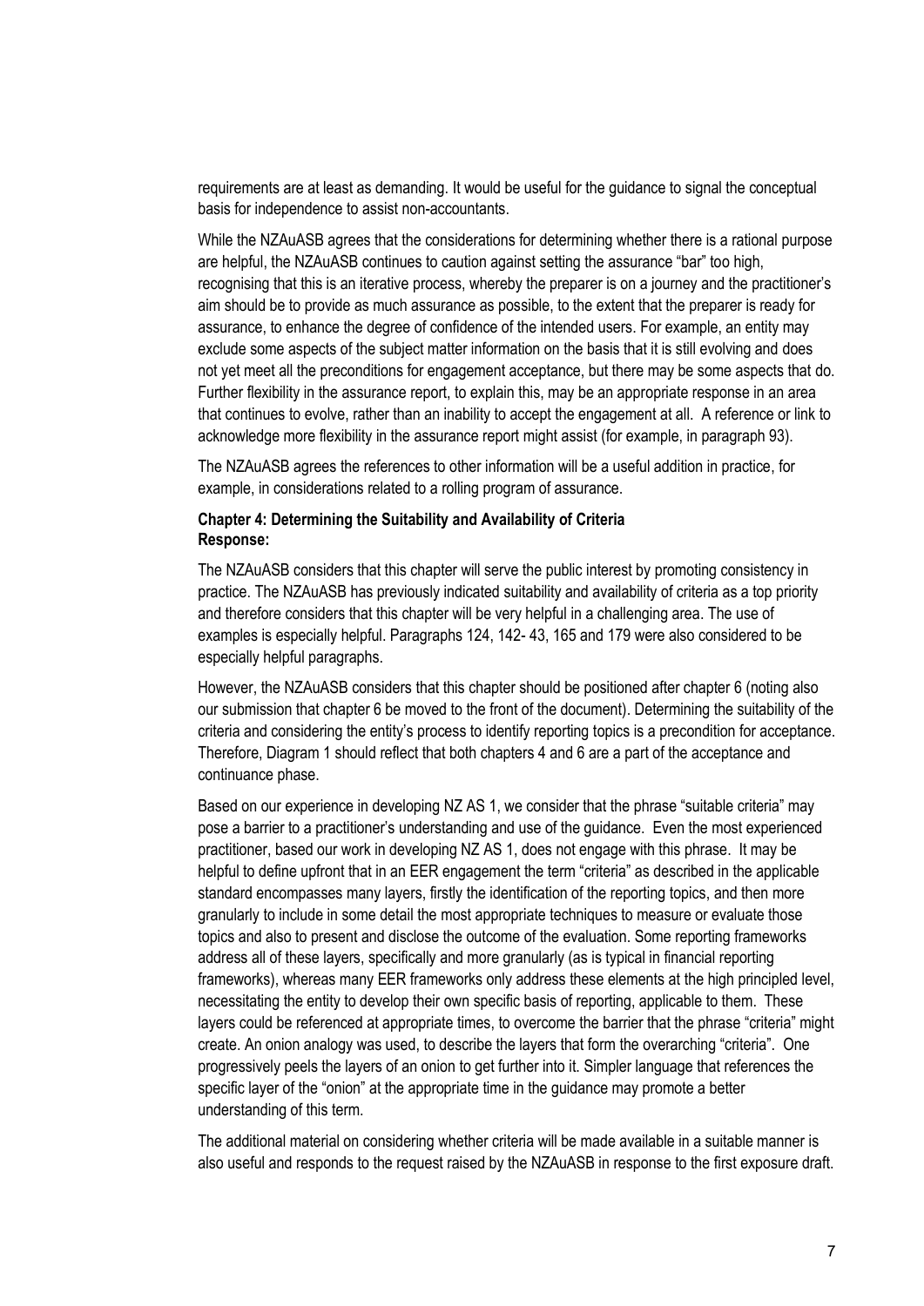requirements are at least as demanding. It would be useful for the guidance to signal the conceptual basis for independence to assist non-accountants.

While the NZAuASB agrees that the considerations for determining whether there is a rational purpose are helpful, the NZAuASB continues to caution against setting the assurance "bar" too high, recognising that this is an iterative process, whereby the preparer is on a journey and the practitioner's aim should be to provide as much assurance as possible, to the extent that the preparer is ready for assurance, to enhance the degree of confidence of the intended users. For example, an entity may exclude some aspects of the subject matter information on the basis that it is still evolving and does not yet meet all the preconditions for engagement acceptance, but there may be some aspects that do. Further flexibility in the assurance report, to explain this, may be an appropriate response in an area that continues to evolve, rather than an inability to accept the engagement at all. A reference or link to acknowledge more flexibility in the assurance report might assist (for example, in paragraph 93).

The NZAuASB agrees the references to other information will be a useful addition in practice, for example, in considerations related to a rolling program of assurance.

**Chapter 4: Determining the Suitability and Availability of Criteria**
**Response:**

The NZAuASB considers that this chapter will serve the public interest by promoting consistency in practice. The NZAuASB has previously indicated suitability and availability of criteria as a top priority and therefore considers that this chapter will be very helpful in a challenging area. The use of examples is especially helpful. Paragraphs 124, 142- 43, 165 and 179 were also considered to be especially helpful paragraphs.

However, the NZAuASB considers that this chapter should be positioned after chapter 6 (noting also our submission that chapter 6 be moved to the front of the document). Determining the suitability of the criteria and considering the entity's process to identify reporting topics is a precondition for acceptance. Therefore, Diagram 1 should reflect that both chapters 4 and 6 are a part of the acceptance and continuance phase.

Based on our experience in developing NZ AS 1, we consider that the phrase "suitable criteria" may pose a barrier to a practitioner's understanding and use of the guidance. Even the most experienced practitioner, based our work in developing NZ AS 1, does not engage with this phrase. It may be helpful to define upfront that in an EER engagement the term "criteria" as described in the applicable standard encompasses many layers, firstly the identification of the reporting topics, and then more granularly to include in some detail the most appropriate techniques to measure or evaluate those topics and also to present and disclose the outcome of the evaluation. Some reporting frameworks address all of these layers, specifically and more granularly (as is typical in financial reporting frameworks), whereas many EER frameworks only address these elements at the high principled level, necessitating the entity to develop their own specific basis of reporting, applicable to them. These layers could be referenced at appropriate times, to overcome the barrier that the phrase "criteria" might create. An onion analogy was used, to describe the layers that form the overarching "criteria". One progressively peels the layers of an onion to get further into it. Simpler language that references the specific layer of the "onion" at the appropriate time in the guidance may promote a better understanding of this term.

The additional material on considering whether criteria will be made available in a suitable manner is also useful and responds to the request raised by the NZAuASB in response to the first exposure draft.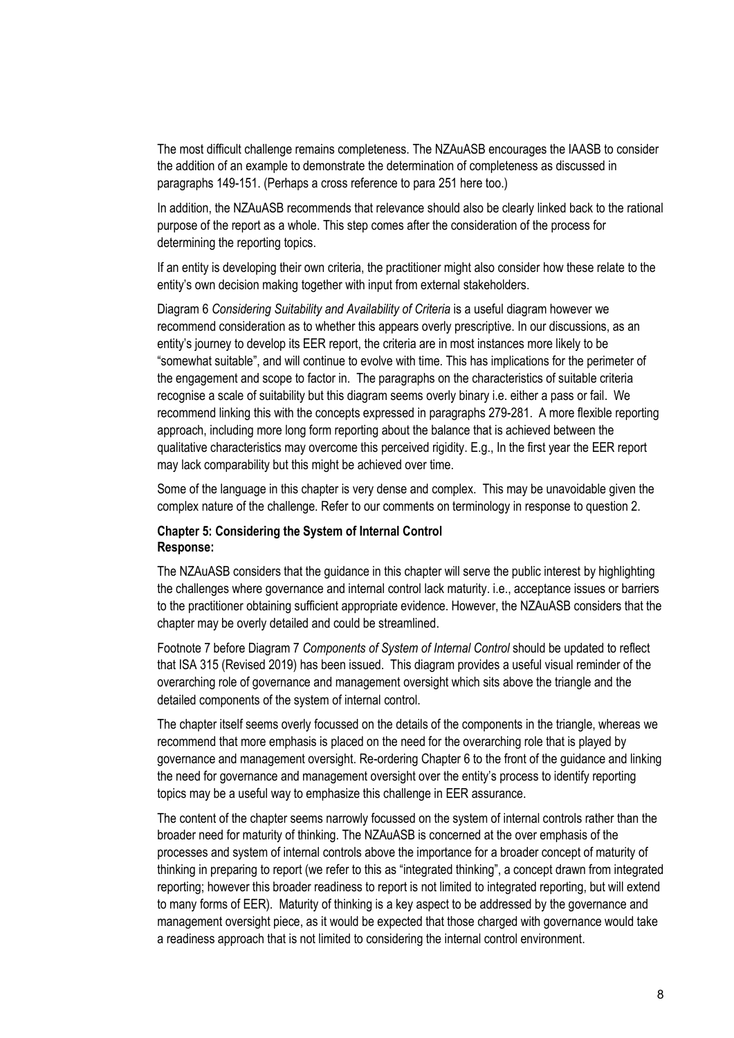The most difficult challenge remains completeness. The NZAuASB encourages the IAASB to consider the addition of an example to demonstrate the determination of completeness as discussed in paragraphs 149-151. (Perhaps a cross reference to para 251 here too.)

In addition, the NZAuASB recommends that relevance should also be clearly linked back to the rational purpose of the report as a whole. This step comes after the consideration of the process for determining the reporting topics.

If an entity is developing their own criteria, the practitioner might also consider how these relate to the entity's own decision making together with input from external stakeholders.

Diagram 6 *Considering Suitability and Availability of Criteria* is a useful diagram however we recommend consideration as to whether this appears overly prescriptive. In our discussions, as an entity's journey to develop its EER report, the criteria are in most instances more likely to be "somewhat suitable", and will continue to evolve with time. This has implications for the perimeter of the engagement and scope to factor in. The paragraphs on the characteristics of suitable criteria recognise a scale of suitability but this diagram seems overly binary i.e. either a pass or fail. We recommend linking this with the concepts expressed in paragraphs 279-281. A more flexible reporting approach, including more long form reporting about the balance that is achieved between the qualitative characteristics may overcome this perceived rigidity. E.g., In the first year the EER report may lack comparability but this might be achieved over time.

Some of the language in this chapter is very dense and complex. This may be unavoidable given the complex nature of the challenge. Refer to our comments on terminology in response to question 2.

**Chapter 5: Considering the System of Internal Control**
**Response:**

The NZAuASB considers that the guidance in this chapter will serve the public interest by highlighting the challenges where governance and internal control lack maturity. i.e., acceptance issues or barriers to the practitioner obtaining sufficient appropriate evidence. However, the NZAuASB considers that the chapter may be overly detailed and could be streamlined.

Footnote 7 before Diagram 7 *Components of System of Internal Control* should be updated to reflect that ISA 315 (Revised 2019) has been issued. This diagram provides a useful visual reminder of the overarching role of governance and management oversight which sits above the triangle and the detailed components of the system of internal control.

The chapter itself seems overly focussed on the details of the components in the triangle, whereas we recommend that more emphasis is placed on the need for the overarching role that is played by governance and management oversight. Re-ordering Chapter 6 to the front of the guidance and linking the need for governance and management oversight over the entity's process to identify reporting topics may be a useful way to emphasize this challenge in EER assurance.

The content of the chapter seems narrowly focussed on the system of internal controls rather than the broader need for maturity of thinking. The NZAuASB is concerned at the over emphasis of the processes and system of internal controls above the importance for a broader concept of maturity of thinking in preparing to report (we refer to this as "integrated thinking", a concept drawn from integrated reporting; however this broader readiness to report is not limited to integrated reporting, but will extend to many forms of EER). Maturity of thinking is a key aspect to be addressed by the governance and management oversight piece, as it would be expected that those charged with governance would take a readiness approach that is not limited to considering the internal control environment.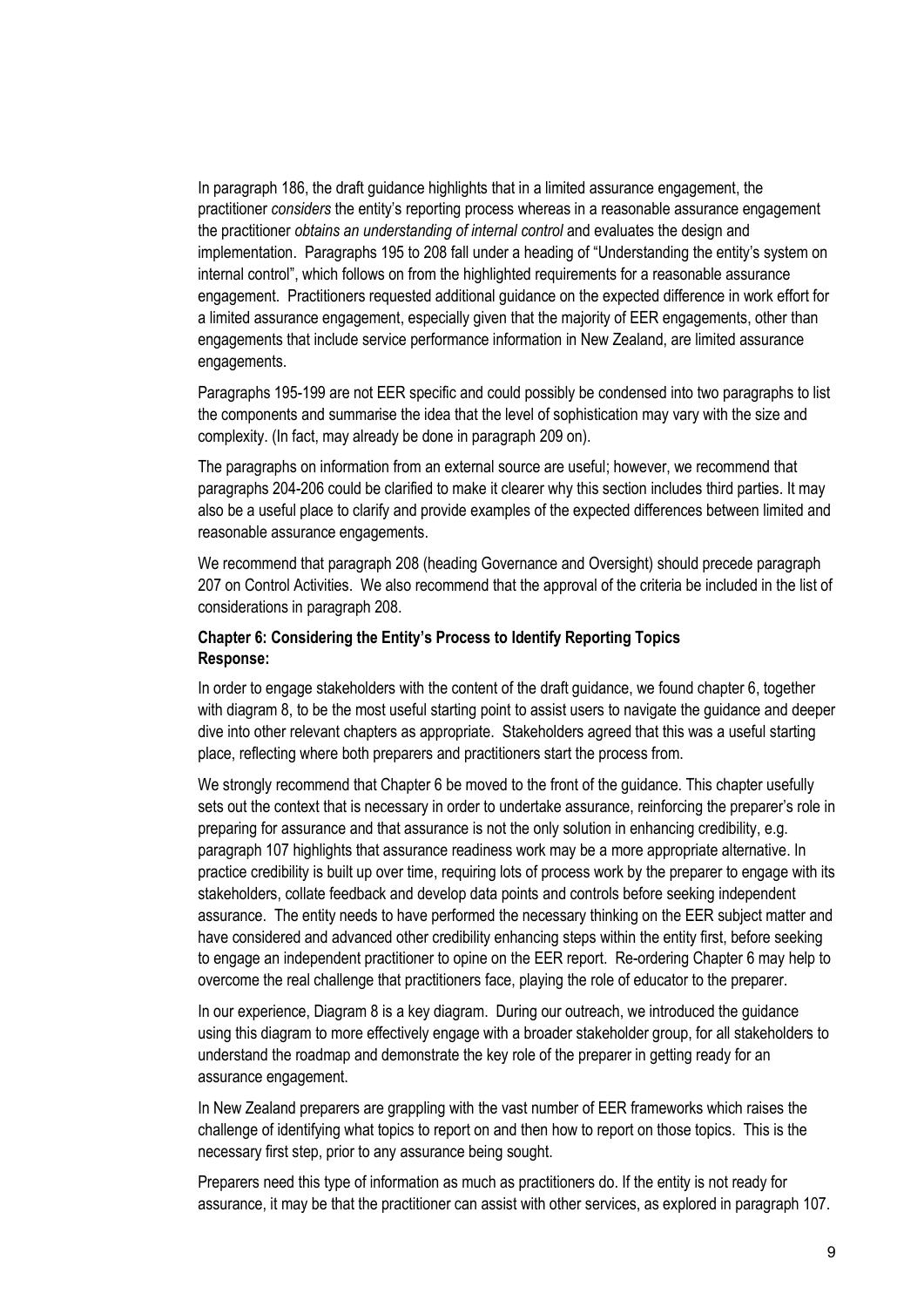In paragraph 186, the draft guidance highlights that in a limited assurance engagement, the practitioner *considers* the entity's reporting process whereas in a reasonable assurance engagement the practitioner *obtains an understanding of internal control* and evaluates the design and implementation. Paragraphs 195 to 208 fall under a heading of "Understanding the entity's system on internal control", which follows on from the highlighted requirements for a reasonable assurance engagement. Practitioners requested additional guidance on the expected difference in work effort for a limited assurance engagement, especially given that the majority of EER engagements, other than engagements that include service performance information in New Zealand, are limited assurance engagements.

Paragraphs 195-199 are not EER specific and could possibly be condensed into two paragraphs to list the components and summarise the idea that the level of sophistication may vary with the size and complexity. (In fact, may already be done in paragraph 209 on).

The paragraphs on information from an external source are useful; however, we recommend that paragraphs 204-206 could be clarified to make it clearer why this section includes third parties. It may also be a useful place to clarify and provide examples of the expected differences between limited and reasonable assurance engagements.

We recommend that paragraph 208 (heading Governance and Oversight) should precede paragraph 207 on Control Activities. We also recommend that the approval of the criteria be included in the list of considerations in paragraph 208.

**Chapter 6: Considering the Entity's Process to Identify Reporting Topics**
**Response:**

In order to engage stakeholders with the content of the draft guidance, we found chapter 6, together with diagram 8, to be the most useful starting point to assist users to navigate the guidance and deeper dive into other relevant chapters as appropriate. Stakeholders agreed that this was a useful starting place, reflecting where both preparers and practitioners start the process from.

We strongly recommend that Chapter 6 be moved to the front of the guidance. This chapter usefully sets out the context that is necessary in order to undertake assurance, reinforcing the preparer's role in preparing for assurance and that assurance is not the only solution in enhancing credibility, e.g. paragraph 107 highlights that assurance readiness work may be a more appropriate alternative. In practice credibility is built up over time, requiring lots of process work by the preparer to engage with its stakeholders, collate feedback and develop data points and controls before seeking independent assurance. The entity needs to have performed the necessary thinking on the EER subject matter and have considered and advanced other credibility enhancing steps within the entity first, before seeking to engage an independent practitioner to opine on the EER report. Re-ordering Chapter 6 may help to overcome the real challenge that practitioners face, playing the role of educator to the preparer.

In our experience, Diagram 8 is a key diagram. During our outreach, we introduced the guidance using this diagram to more effectively engage with a broader stakeholder group, for all stakeholders to understand the roadmap and demonstrate the key role of the preparer in getting ready for an assurance engagement.

In New Zealand preparers are grappling with the vast number of EER frameworks which raises the challenge of identifying what topics to report on and then how to report on those topics. This is the necessary first step, prior to any assurance being sought.

Preparers need this type of information as much as practitioners do. If the entity is not ready for assurance, it may be that the practitioner can assist with other services, as explored in paragraph 107.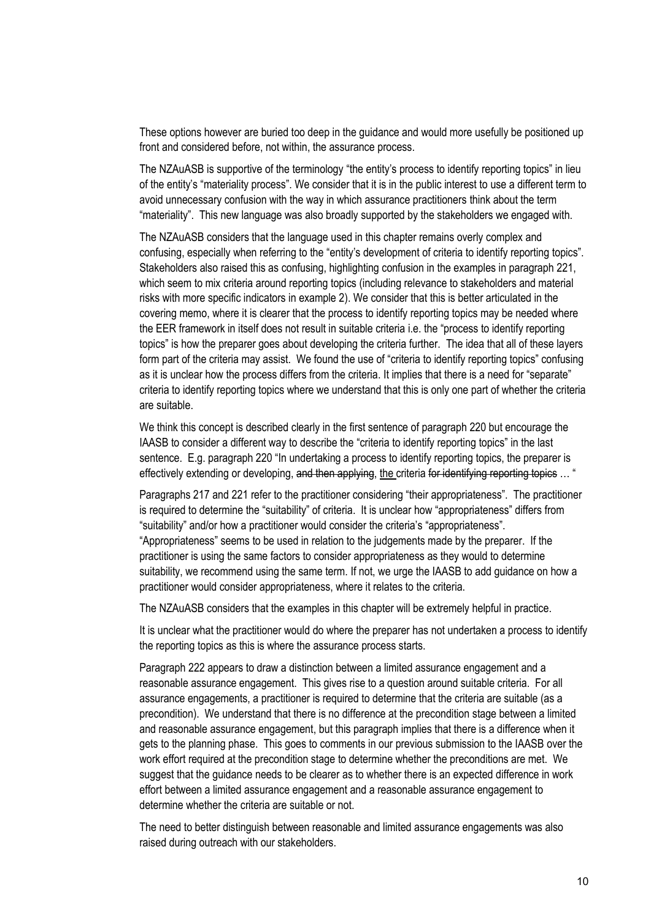These options however are buried too deep in the guidance and would more usefully be positioned up front and considered before, not within, the assurance process.

The NZAuASB is supportive of the terminology "the entity's process to identify reporting topics" in lieu of the entity's "materiality process". We consider that it is in the public interest to use a different term to avoid unnecessary confusion with the way in which assurance practitioners think about the term "materiality". This new language was also broadly supported by the stakeholders we engaged with.

The NZAuASB considers that the language used in this chapter remains overly complex and confusing, especially when referring to the "entity's development of criteria to identify reporting topics". Stakeholders also raised this as confusing, highlighting confusion in the examples in paragraph 221, which seem to mix criteria around reporting topics (including relevance to stakeholders and material risks with more specific indicators in example 2). We consider that this is better articulated in the covering memo, where it is clearer that the process to identify reporting topics may be needed where the EER framework in itself does not result in suitable criteria i.e. the "process to identify reporting topics" is how the preparer goes about developing the criteria further. The idea that all of these layers form part of the criteria may assist. We found the use of "criteria to identify reporting topics" confusing as it is unclear how the process differs from the criteria. It implies that there is a need for "separate" criteria to identify reporting topics where we understand that this is only one part of whether the criteria are suitable.

We think this concept is described clearly in the first sentence of paragraph 220 but encourage the IAASB to consider a different way to describe the "criteria to identify reporting topics" in the last sentence. E.g. paragraph 220 "In undertaking a process to identify reporting topics, the preparer is effectively extending or developing, ~~and then applying~~, <u>the</u> criteria ~~for identifying reporting topics~~ … "

Paragraphs 217 and 221 refer to the practitioner considering "their appropriateness". The practitioner is required to determine the "suitability" of criteria. It is unclear how "appropriateness" differs from "suitability" and/or how a practitioner would consider the criteria's "appropriateness". "Appropriateness" seems to be used in relation to the judgements made by the preparer. If the practitioner is using the same factors to consider appropriateness as they would to determine suitability, we recommend using the same term. If not, we urge the IAASB to add guidance on how a practitioner would consider appropriateness, where it relates to the criteria.

The NZAuASB considers that the examples in this chapter will be extremely helpful in practice.

It is unclear what the practitioner would do where the preparer has not undertaken a process to identify the reporting topics as this is where the assurance process starts.

Paragraph 222 appears to draw a distinction between a limited assurance engagement and a reasonable assurance engagement. This gives rise to a question around suitable criteria. For all assurance engagements, a practitioner is required to determine that the criteria are suitable (as a precondition). We understand that there is no difference at the precondition stage between a limited and reasonable assurance engagement, but this paragraph implies that there is a difference when it gets to the planning phase. This goes to comments in our previous submission to the IAASB over the work effort required at the precondition stage to determine whether the preconditions are met. We suggest that the guidance needs to be clearer as to whether there is an expected difference in work effort between a limited assurance engagement and a reasonable assurance engagement to determine whether the criteria are suitable or not.

The need to better distinguish between reasonable and limited assurance engagements was also raised during outreach with our stakeholders.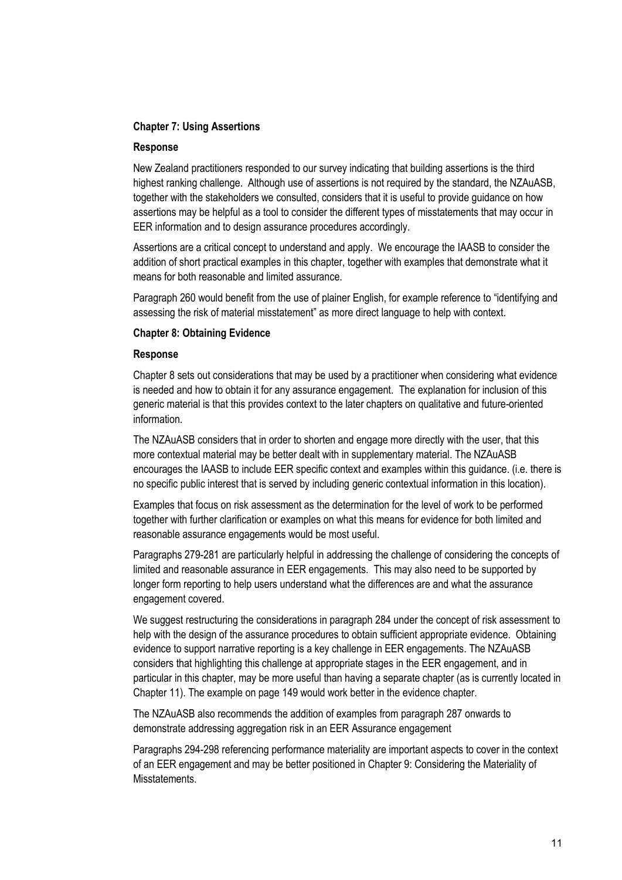**Chapter 7: Using Assertions**

**Response**

New Zealand practitioners responded to our survey indicating that building assertions is the third highest ranking challenge. Although use of assertions is not required by the standard, the NZAuASB, together with the stakeholders we consulted, considers that it is useful to provide guidance on how assertions may be helpful as a tool to consider the different types of misstatements that may occur in EER information and to design assurance procedures accordingly.

Assertions are a critical concept to understand and apply. We encourage the IAASB to consider the addition of short practical examples in this chapter, together with examples that demonstrate what it means for both reasonable and limited assurance.

Paragraph 260 would benefit from the use of plainer English, for example reference to "identifying and assessing the risk of material misstatement" as more direct language to help with context.

**Chapter 8: Obtaining Evidence**

**Response**

Chapter 8 sets out considerations that may be used by a practitioner when considering what evidence is needed and how to obtain it for any assurance engagement. The explanation for inclusion of this generic material is that this provides context to the later chapters on qualitative and future-oriented information.

The NZAuASB considers that in order to shorten and engage more directly with the user, that this more contextual material may be better dealt with in supplementary material. The NZAuASB encourages the IAASB to include EER specific context and examples within this guidance. (i.e. there is no specific public interest that is served by including generic contextual information in this location).

Examples that focus on risk assessment as the determination for the level of work to be performed together with further clarification or examples on what this means for evidence for both limited and reasonable assurance engagements would be most useful.

Paragraphs 279-281 are particularly helpful in addressing the challenge of considering the concepts of limited and reasonable assurance in EER engagements. This may also need to be supported by longer form reporting to help users understand what the differences are and what the assurance engagement covered.

We suggest restructuring the considerations in paragraph 284 under the concept of risk assessment to help with the design of the assurance procedures to obtain sufficient appropriate evidence. Obtaining evidence to support narrative reporting is a key challenge in EER engagements. The NZAuASB considers that highlighting this challenge at appropriate stages in the EER engagement, and in particular in this chapter, may be more useful than having a separate chapter (as is currently located in Chapter 11). The example on page 149 would work better in the evidence chapter.

The NZAuASB also recommends the addition of examples from paragraph 287 onwards to demonstrate addressing aggregation risk in an EER Assurance engagement

Paragraphs 294-298 referencing performance materiality are important aspects to cover in the context of an EER engagement and may be better positioned in Chapter 9: Considering the Materiality of Misstatements.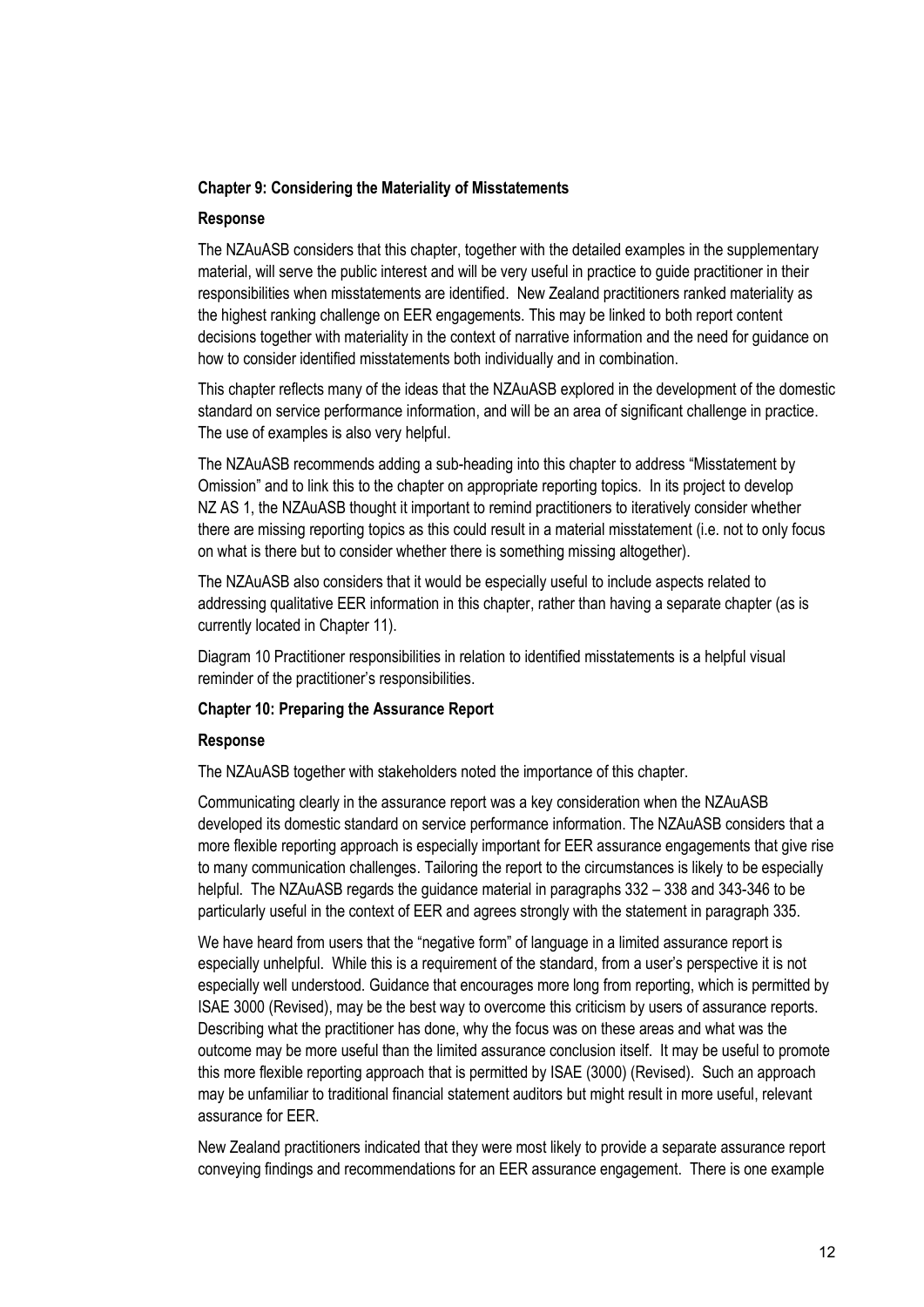**Chapter 9: Considering the Materiality of Misstatements**

**Response**

The NZAuASB considers that this chapter, together with the detailed examples in the supplementary material, will serve the public interest and will be very useful in practice to guide practitioner in their responsibilities when misstatements are identified. New Zealand practitioners ranked materiality as the highest ranking challenge on EER engagements. This may be linked to both report content decisions together with materiality in the context of narrative information and the need for guidance on how to consider identified misstatements both individually and in combination.

This chapter reflects many of the ideas that the NZAuASB explored in the development of the domestic standard on service performance information, and will be an area of significant challenge in practice. The use of examples is also very helpful.

The NZAuASB recommends adding a sub-heading into this chapter to address "Misstatement by Omission" and to link this to the chapter on appropriate reporting topics. In its project to develop NZ AS 1, the NZAuASB thought it important to remind practitioners to iteratively consider whether there are missing reporting topics as this could result in a material misstatement (i.e. not to only focus on what is there but to consider whether there is something missing altogether).

The NZAuASB also considers that it would be especially useful to include aspects related to addressing qualitative EER information in this chapter, rather than having a separate chapter (as is currently located in Chapter 11).

Diagram 10 Practitioner responsibilities in relation to identified misstatements is a helpful visual reminder of the practitioner's responsibilities.

**Chapter 10: Preparing the Assurance Report**

**Response**

The NZAuASB together with stakeholders noted the importance of this chapter.

Communicating clearly in the assurance report was a key consideration when the NZAuASB developed its domestic standard on service performance information. The NZAuASB considers that a more flexible reporting approach is especially important for EER assurance engagements that give rise to many communication challenges. Tailoring the report to the circumstances is likely to be especially helpful. The NZAuASB regards the guidance material in paragraphs 332 – 338 and 343-346 to be particularly useful in the context of EER and agrees strongly with the statement in paragraph 335.

We have heard from users that the "negative form" of language in a limited assurance report is especially unhelpful. While this is a requirement of the standard, from a user's perspective it is not especially well understood. Guidance that encourages more long from reporting, which is permitted by ISAE 3000 (Revised), may be the best way to overcome this criticism by users of assurance reports. Describing what the practitioner has done, why the focus was on these areas and what was the outcome may be more useful than the limited assurance conclusion itself. It may be useful to promote this more flexible reporting approach that is permitted by ISAE (3000) (Revised). Such an approach may be unfamiliar to traditional financial statement auditors but might result in more useful, relevant assurance for EER.

New Zealand practitioners indicated that they were most likely to provide a separate assurance report conveying findings and recommendations for an EER assurance engagement. There is one example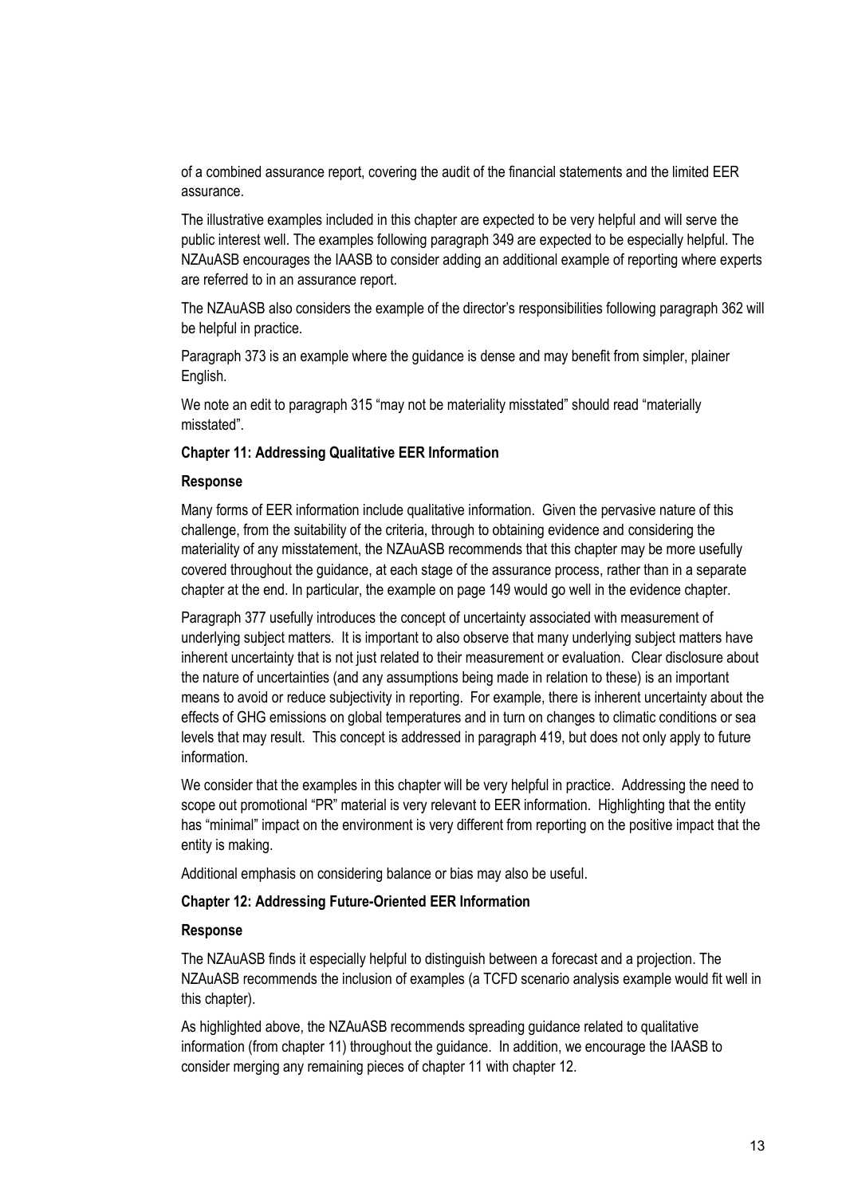of a combined assurance report, covering the audit of the financial statements and the limited EER assurance.

The illustrative examples included in this chapter are expected to be very helpful and will serve the public interest well. The examples following paragraph 349 are expected to be especially helpful. The NZAuASB encourages the IAASB to consider adding an additional example of reporting where experts are referred to in an assurance report.

The NZAuASB also considers the example of the director's responsibilities following paragraph 362 will be helpful in practice.

Paragraph 373 is an example where the guidance is dense and may benefit from simpler, plainer English.

We note an edit to paragraph 315 "may not be materiality misstated" should read "materially misstated".

**Chapter 11: Addressing Qualitative EER Information**

**Response**

Many forms of EER information include qualitative information. Given the pervasive nature of this challenge, from the suitability of the criteria, through to obtaining evidence and considering the materiality of any misstatement, the NZAuASB recommends that this chapter may be more usefully covered throughout the guidance, at each stage of the assurance process, rather than in a separate chapter at the end. In particular, the example on page 149 would go well in the evidence chapter.

Paragraph 377 usefully introduces the concept of uncertainty associated with measurement of underlying subject matters. It is important to also observe that many underlying subject matters have inherent uncertainty that is not just related to their measurement or evaluation. Clear disclosure about the nature of uncertainties (and any assumptions being made in relation to these) is an important means to avoid or reduce subjectivity in reporting. For example, there is inherent uncertainty about the effects of GHG emissions on global temperatures and in turn on changes to climatic conditions or sea levels that may result. This concept is addressed in paragraph 419, but does not only apply to future information.

We consider that the examples in this chapter will be very helpful in practice. Addressing the need to scope out promotional "PR" material is very relevant to EER information. Highlighting that the entity has "minimal" impact on the environment is very different from reporting on the positive impact that the entity is making.

Additional emphasis on considering balance or bias may also be useful.

**Chapter 12: Addressing Future-Oriented EER Information**

**Response**

The NZAuASB finds it especially helpful to distinguish between a forecast and a projection. The NZAuASB recommends the inclusion of examples (a TCFD scenario analysis example would fit well in this chapter).

As highlighted above, the NZAuASB recommends spreading guidance related to qualitative information (from chapter 11) throughout the guidance. In addition, we encourage the IAASB to consider merging any remaining pieces of chapter 11 with chapter 12.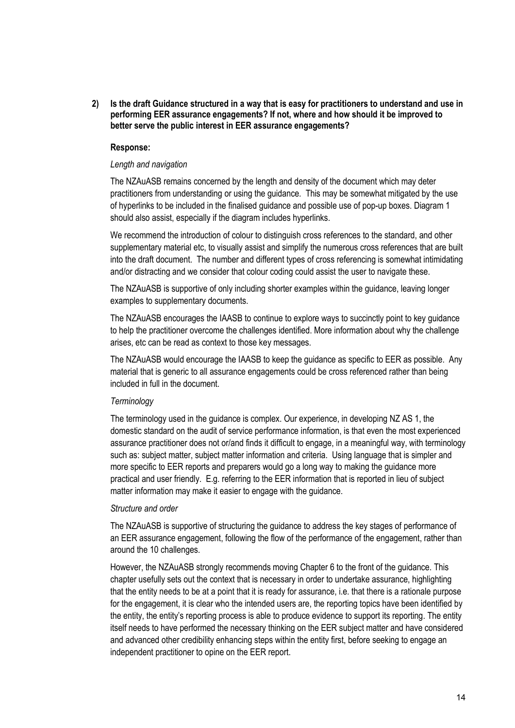**2) Is the draft Guidance structured in a way that is easy for practitioners to understand and use in performing EER assurance engagements? If not, where and how should it be improved to better serve the public interest in EER assurance engagements?**

**Response:**

*Length and navigation*

The NZAuASB remains concerned by the length and density of the document which may deter practitioners from understanding or using the guidance. This may be somewhat mitigated by the use of hyperlinks to be included in the finalised guidance and possible use of pop-up boxes. Diagram 1 should also assist, especially if the diagram includes hyperlinks.

We recommend the introduction of colour to distinguish cross references to the standard, and other supplementary material etc, to visually assist and simplify the numerous cross references that are built into the draft document. The number and different types of cross referencing is somewhat intimidating and/or distracting and we consider that colour coding could assist the user to navigate these.

The NZAuASB is supportive of only including shorter examples within the guidance, leaving longer examples to supplementary documents.

The NZAuASB encourages the IAASB to continue to explore ways to succinctly point to key guidance to help the practitioner overcome the challenges identified. More information about why the challenge arises, etc can be read as context to those key messages.

The NZAuASB would encourage the IAASB to keep the guidance as specific to EER as possible. Any material that is generic to all assurance engagements could be cross referenced rather than being included in full in the document.

*Terminology*

The terminology used in the guidance is complex. Our experience, in developing NZ AS 1, the domestic standard on the audit of service performance information, is that even the most experienced assurance practitioner does not or/and finds it difficult to engage, in a meaningful way, with terminology such as: subject matter, subject matter information and criteria. Using language that is simpler and more specific to EER reports and preparers would go a long way to making the guidance more practical and user friendly. E.g. referring to the EER information that is reported in lieu of subject matter information may make it easier to engage with the guidance.

*Structure and order*

The NZAuASB is supportive of structuring the guidance to address the key stages of performance of an EER assurance engagement, following the flow of the performance of the engagement, rather than around the 10 challenges.

However, the NZAuASB strongly recommends moving Chapter 6 to the front of the guidance. This chapter usefully sets out the context that is necessary in order to undertake assurance, highlighting that the entity needs to be at a point that it is ready for assurance, i.e. that there is a rationale purpose for the engagement, it is clear who the intended users are, the reporting topics have been identified by the entity, the entity's reporting process is able to produce evidence to support its reporting. The entity itself needs to have performed the necessary thinking on the EER subject matter and have considered and advanced other credibility enhancing steps within the entity first, before seeking to engage an independent practitioner to opine on the EER report.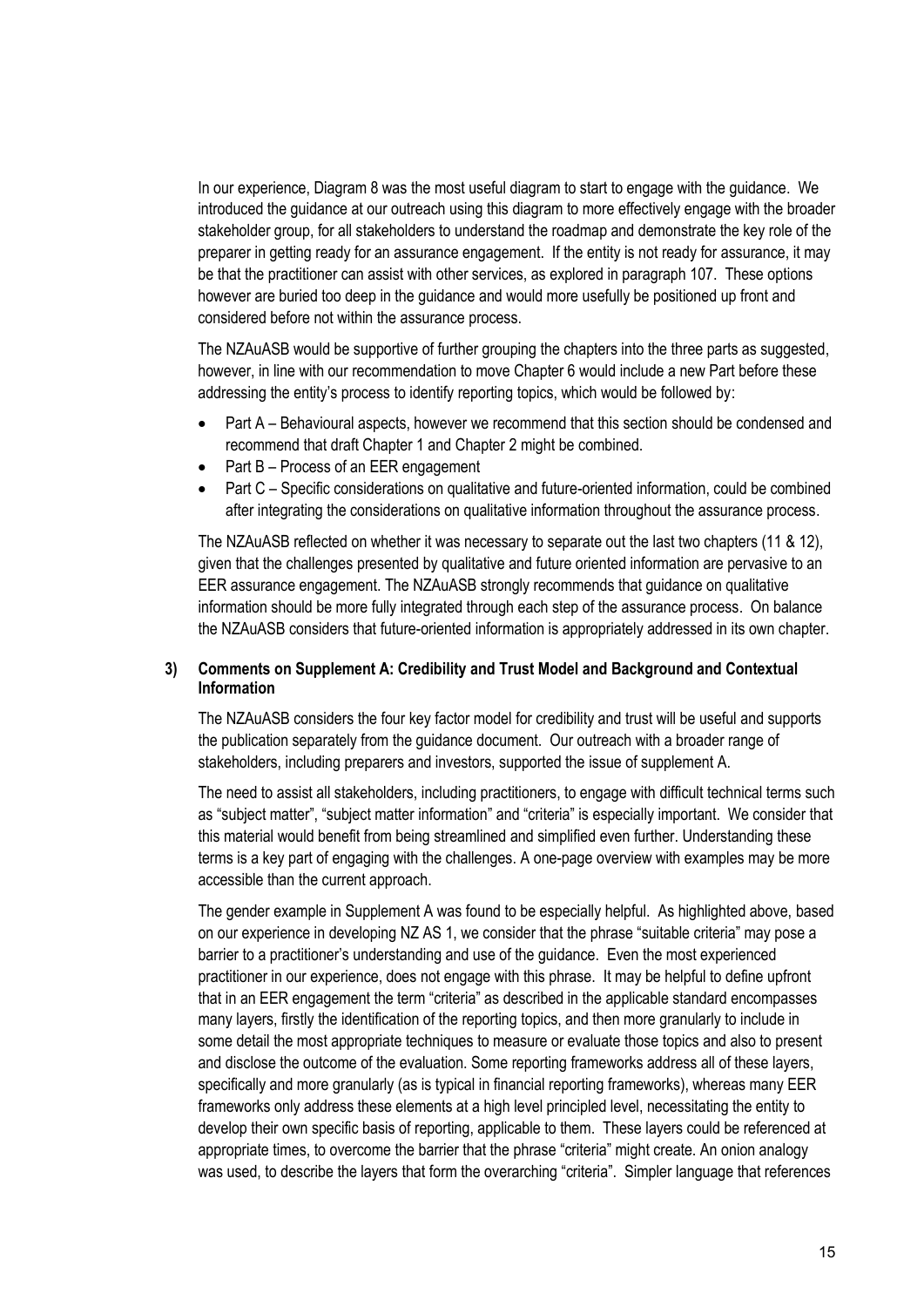In our experience, Diagram 8 was the most useful diagram to start to engage with the guidance. We introduced the guidance at our outreach using this diagram to more effectively engage with the broader stakeholder group, for all stakeholders to understand the roadmap and demonstrate the key role of the preparer in getting ready for an assurance engagement. If the entity is not ready for assurance, it may be that the practitioner can assist with other services, as explored in paragraph 107. These options however are buried too deep in the guidance and would more usefully be positioned up front and considered before not within the assurance process.

The NZAuASB would be supportive of further grouping the chapters into the three parts as suggested, however, in line with our recommendation to move Chapter 6 would include a new Part before these addressing the entity's process to identify reporting topics, which would be followed by:

- Part A – Behavioural aspects, however we recommend that this section should be condensed and recommend that draft Chapter 1 and Chapter 2 might be combined.
- Part B – Process of an EER engagement
- Part C – Specific considerations on qualitative and future-oriented information, could be combined after integrating the considerations on qualitative information throughout the assurance process.

The NZAuASB reflected on whether it was necessary to separate out the last two chapters (11 & 12), given that the challenges presented by qualitative and future oriented information are pervasive to an EER assurance engagement. The NZAuASB strongly recommends that guidance on qualitative information should be more fully integrated through each step of the assurance process. On balance the NZAuASB considers that future-oriented information is appropriately addressed in its own chapter.

### 3) Comments on Supplement A: Credibility and Trust Model and Background and Contextual Information

The NZAuASB considers the four key factor model for credibility and trust will be useful and supports the publication separately from the guidance document. Our outreach with a broader range of stakeholders, including preparers and investors, supported the issue of supplement A.

The need to assist all stakeholders, including practitioners, to engage with difficult technical terms such as "subject matter", "subject matter information" and "criteria" is especially important. We consider that this material would benefit from being streamlined and simplified even further. Understanding these terms is a key part of engaging with the challenges. A one-page overview with examples may be more accessible than the current approach.

The gender example in Supplement A was found to be especially helpful. As highlighted above, based on our experience in developing NZ AS 1, we consider that the phrase "suitable criteria" may pose a barrier to a practitioner's understanding and use of the guidance. Even the most experienced practitioner in our experience, does not engage with this phrase. It may be helpful to define upfront that in an EER engagement the term "criteria" as described in the applicable standard encompasses many layers, firstly the identification of the reporting topics, and then more granularly to include in some detail the most appropriate techniques to measure or evaluate those topics and also to present and disclose the outcome of the evaluation. Some reporting frameworks address all of these layers, specifically and more granularly (as is typical in financial reporting frameworks), whereas many EER frameworks only address these elements at a high level principled level, necessitating the entity to develop their own specific basis of reporting, applicable to them. These layers could be referenced at appropriate times, to overcome the barrier that the phrase "criteria" might create. An onion analogy was used, to describe the layers that form the overarching "criteria". Simpler language that references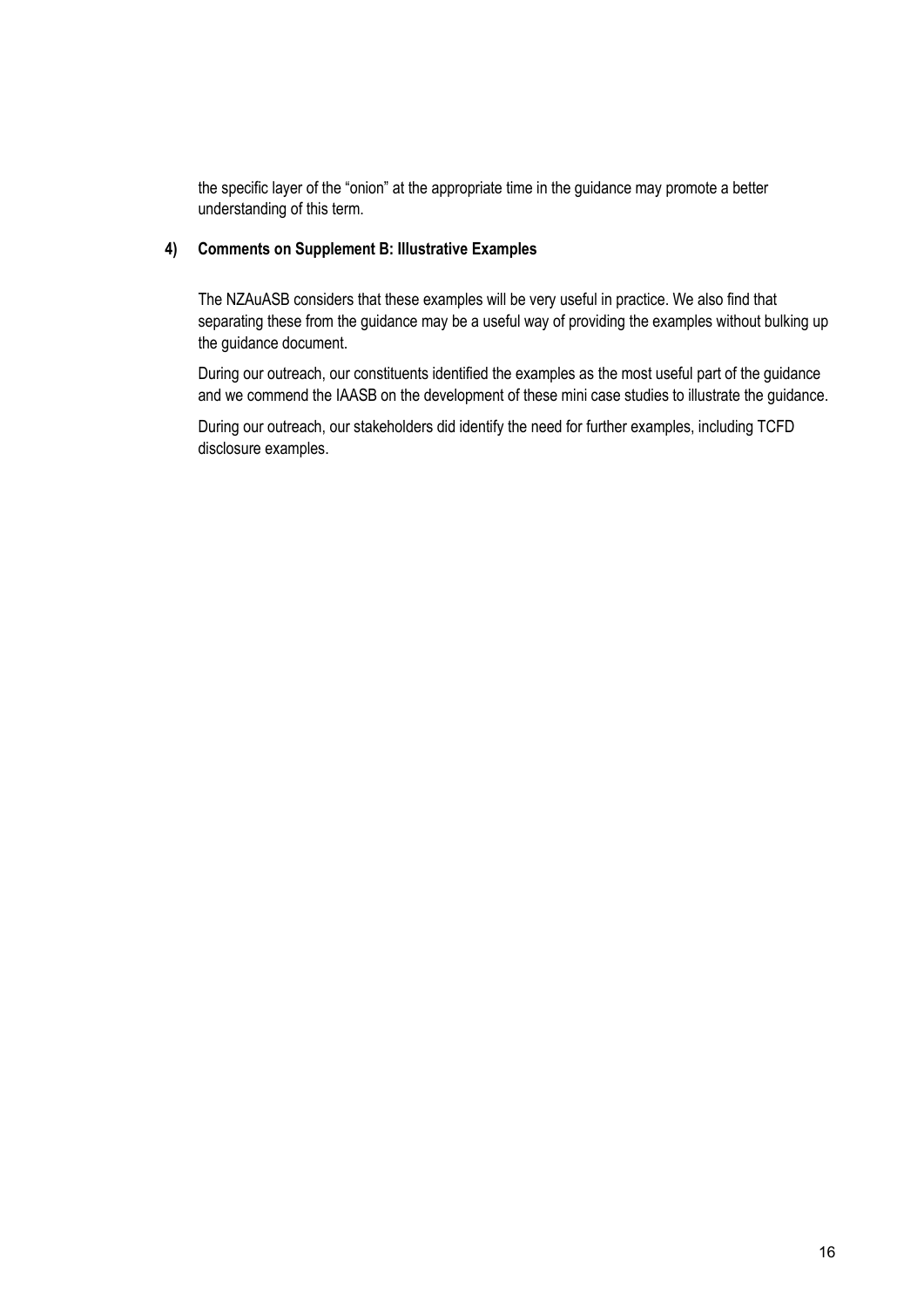the specific layer of the "onion" at the appropriate time in the guidance may promote a better understanding of this term.

**4) Comments on Supplement B: Illustrative Examples**

The NZAuASB considers that these examples will be very useful in practice. We also find that separating these from the guidance may be a useful way of providing the examples without bulking up the guidance document.

During our outreach, our constituents identified the examples as the most useful part of the guidance and we commend the IAASB on the development of these mini case studies to illustrate the guidance.

During our outreach, our stakeholders did identify the need for further examples, including TCFD disclosure examples.